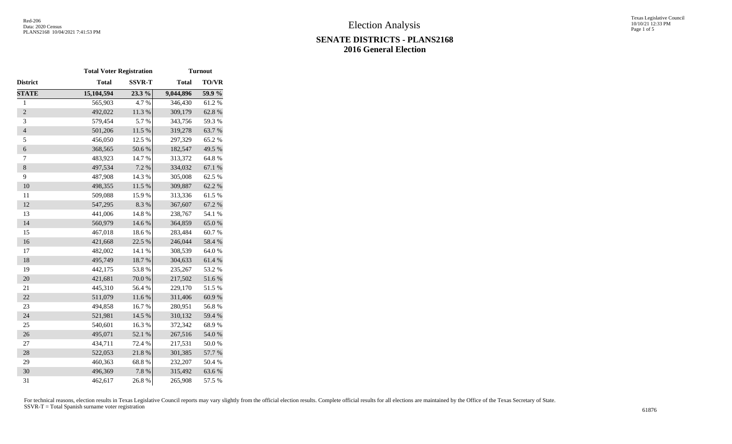# Election Analysis

## SENATE DISTRICTS - PLANS2168
## 2016 General Election

| | Total Voter Registration | | Turnout | |
|---|---|---|---|---|
| District | Total | SSVR-T | Total | TO/VR |
| **STATE** | **15,104,594** | **23.3 %** | **9,044,896** | **59.9 %** |
| 1 | 565,903 | 4.7 % | 346,430 | 61.2 % |
| 2 | 492,022 | 11.3 % | 309,179 | 62.8 % |
| 3 | 579,454 | 5.7 % | 343,756 | 59.3 % |
| 4 | 501,206 | 11.5 % | 319,278 | 63.7 % |
| 5 | 456,050 | 12.5 % | 297,329 | 65.2 % |
| 6 | 368,565 | 50.6 % | 182,547 | 49.5 % |
| 7 | 483,923 | 14.7 % | 313,372 | 64.8 % |
| 8 | 497,534 | 7.2 % | 334,032 | 67.1 % |
| 9 | 487,908 | 14.3 % | 305,008 | 62.5 % |
| 10 | 498,355 | 11.5 % | 309,887 | 62.2 % |
| 11 | 509,088 | 15.9 % | 313,336 | 61.5 % |
| 12 | 547,295 | 8.3 % | 367,607 | 67.2 % |
| 13 | 441,006 | 14.8 % | 238,767 | 54.1 % |
| 14 | 560,979 | 14.6 % | 364,859 | 65.0 % |
| 15 | 467,018 | 18.6 % | 283,484 | 60.7 % |
| 16 | 421,668 | 22.5 % | 246,044 | 58.4 % |
| 17 | 482,002 | 14.1 % | 308,539 | 64.0 % |
| 18 | 495,749 | 18.7 % | 304,633 | 61.4 % |
| 19 | 442,175 | 53.8 % | 235,267 | 53.2 % |
| 20 | 421,681 | 70.0 % | 217,502 | 51.6 % |
| 21 | 445,310 | 56.4 % | 229,170 | 51.5 % |
| 22 | 511,079 | 11.6 % | 311,406 | 60.9 % |
| 23 | 494,858 | 16.7 % | 280,951 | 56.8 % |
| 24 | 521,981 | 14.5 % | 310,132 | 59.4 % |
| 25 | 540,601 | 16.3 % | 372,342 | 68.9 % |
| 26 | 495,071 | 52.1 % | 267,516 | 54.0 % |
| 27 | 434,711 | 72.4 % | 217,531 | 50.0 % |
| 28 | 522,053 | 21.8 % | 301,385 | 57.7 % |
| 29 | 460,363 | 68.8 % | 232,207 | 50.4 % |
| 30 | 496,369 | 7.8 % | 315,492 | 63.6 % |
| 31 | 462,617 | 26.8 % | 265,908 | 57.5 % |

For technical reasons, election results in Texas Legislative Council reports may vary slightly from the official election results. Complete official results for all elections are maintained by the Office of the Texas Secretary of State.
SSVR-T = Total Spanish surname voter registration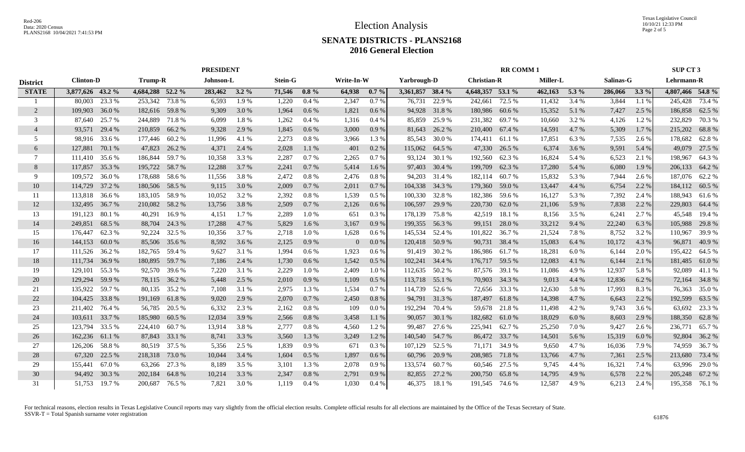# Election Analysis

## SENATE DISTRICTS - PLANS2168
## 2016 General Election

| District | PRESIDENT | | | | | | | | | | RR COMM 1 | | | | | | | | SUP CT 3 | |
|---|---|---|---|---|---|---|---|---|---|---|---|---|---|---|---|---|---|---|---|---|
| | Clinton-D | | Trump-R | | Johnson-L | | Stein-G | | Write-In-W | | Yarbrough-D | | Christian-R | | Miller-L | | Salinas-G | | Lehrmann-R | |
| **STATE** | **3,877,626** | **43.2 %** | **4,684,288** | **52.2 %** | **283,462** | **3.2 %** | **71,546** | **0.8 %** | **64,938** | **0.7 %** | **3,361,857** | **38.4 %** | **4,648,357** | **53.1 %** | **462,163** | **5.3 %** | **286,066** | **3.3 %** | **4,807,466** | **54.8 %** |
| 1 | 80,003 | 23.3 % | 253,342 | 73.8 % | 6,593 | 1.9 % | 1,220 | 0.4 % | 2,347 | 0.7 % | 76,731 | 22.9 % | 242,661 | 72.5 % | 11,432 | 3.4 % | 3,844 | 1.1 % | 245,428 | 73.4 % |
| 2 | 109,903 | 36.0 % | 182,616 | 59.8 % | 9,309 | 3.0 % | 1,964 | 0.6 % | 1,821 | 0.6 % | 94,928 | 31.8 % | 180,986 | 60.6 % | 15,352 | 5.1 % | 7,427 | 2.5 % | 186,858 | 62.5 % |
| 3 | 87,640 | 25.7 % | 244,889 | 71.8 % | 6,099 | 1.8 % | 1,262 | 0.4 % | 1,316 | 0.4 % | 85,859 | 25.9 % | 231,382 | 69.7 % | 10,660 | 3.2 % | 4,126 | 1.2 % | 232,829 | 70.3 % |
| 4 | 93,571 | 29.4 % | 210,859 | 66.2 % | 9,328 | 2.9 % | 1,845 | 0.6 % | 3,000 | 0.9 % | 81,643 | 26.2 % | 210,400 | 67.4 % | 14,591 | 4.7 % | 5,309 | 1.7 % | 215,202 | 68.8 % |
| 5 | 98,916 | 33.6 % | 177,446 | 60.2 % | 11,996 | 4.1 % | 2,273 | 0.8 % | 3,966 | 1.3 % | 85,543 | 30.0 % | 174,411 | 61.1 % | 17,851 | 6.3 % | 7,535 | 2.6 % | 178,682 | 62.8 % |
| 6 | 127,881 | 70.1 % | 47,823 | 26.2 % | 4,371 | 2.4 % | 2,028 | 1.1 % | 401 | 0.2 % | 115,062 | 64.5 % | 47,330 | 26.5 % | 6,374 | 3.6 % | 9,591 | 5.4 % | 49,079 | 27.5 % |
| 7 | 111,410 | 35.6 % | 186,844 | 59.7 % | 10,358 | 3.3 % | 2,287 | 0.7 % | 2,265 | 0.7 % | 93,124 | 30.1 % | 192,560 | 62.3 % | 16,824 | 5.4 % | 6,523 | 2.1 % | 198,967 | 64.3 % |
| 8 | 117,857 | 35.3 % | 195,722 | 58.7 % | 12,288 | 3.7 % | 2,241 | 0.7 % | 5,414 | 1.6 % | 97,403 | 30.4 % | 199,709 | 62.3 % | 17,280 | 5.4 % | 6,080 | 1.9 % | 206,133 | 64.2 % |
| 9 | 109,572 | 36.0 % | 178,688 | 58.6 % | 11,556 | 3.8 % | 2,472 | 0.8 % | 2,476 | 0.8 % | 94,203 | 31.4 % | 182,114 | 60.7 % | 15,832 | 5.3 % | 7,944 | 2.6 % | 187,076 | 62.2 % |
| 10 | 114,729 | 37.2 % | 180,506 | 58.5 % | 9,115 | 3.0 % | 2,009 | 0.7 % | 2,011 | 0.7 % | 104,338 | 34.3 % | 179,360 | 59.0 % | 13,447 | 4.4 % | 6,754 | 2.2 % | 184,112 | 60.5 % |
| 11 | 113,818 | 36.6 % | 183,105 | 58.9 % | 10,052 | 3.2 % | 2,392 | 0.8 % | 1,539 | 0.5 % | 100,330 | 32.8 % | 182,386 | 59.6 % | 16,127 | 5.3 % | 7,392 | 2.4 % | 188,943 | 61.6 % |
| 12 | 132,495 | 36.7 % | 210,082 | 58.2 % | 13,756 | 3.8 % | 2,509 | 0.7 % | 2,126 | 0.6 % | 106,597 | 29.9 % | 220,730 | 62.0 % | 21,106 | 5.9 % | 7,838 | 2.2 % | 229,803 | 64.4 % |
| 13 | 191,123 | 80.1 % | 40,291 | 16.9 % | 4,151 | 1.7 % | 2,289 | 1.0 % | 651 | 0.3 % | 178,139 | 75.8 % | 42,519 | 18.1 % | 8,156 | 3.5 % | 6,241 | 2.7 % | 45,548 | 19.4 % |
| 14 | 249,851 | 68.5 % | 88,704 | 24.3 % | 17,288 | 4.7 % | 5,829 | 1.6 % | 3,167 | 0.9 % | 199,355 | 56.3 % | 99,151 | 28.0 % | 33,212 | 9.4 % | 22,240 | 6.3 % | 105,988 | 29.8 % |
| 15 | 176,447 | 62.3 % | 92,224 | 32.5 % | 10,356 | 3.7 % | 2,718 | 1.0 % | 1,628 | 0.6 % | 145,534 | 52.4 % | 101,822 | 36.7 % | 21,524 | 7.8 % | 8,752 | 3.2 % | 110,967 | 39.9 % |
| 16 | 144,153 | 60.0 % | 85,506 | 35.6 % | 8,592 | 3.6 % | 2,125 | 0.9 % | 0 | 0.0 % | 120,418 | 50.9 % | 90,731 | 38.4 % | 15,083 | 6.4 % | 10,172 | 4.3 % | 96,871 | 40.9 % |
| 17 | 111,526 | 36.2 % | 182,765 | 59.4 % | 9,627 | 3.1 % | 1,994 | 0.6 % | 1,923 | 0.6 % | 91,419 | 30.2 % | 186,986 | 61.7 % | 18,281 | 6.0 % | 6,144 | 2.0 % | 195,422 | 64.5 % |
| 18 | 111,734 | 36.9 % | 180,895 | 59.7 % | 7,186 | 2.4 % | 1,730 | 0.6 % | 1,542 | 0.5 % | 102,241 | 34.4 % | 176,717 | 59.5 % | 12,083 | 4.1 % | 6,144 | 2.1 % | 181,485 | 61.0 % |
| 19 | 129,101 | 55.3 % | 92,570 | 39.6 % | 7,220 | 3.1 % | 2,229 | 1.0 % | 2,409 | 1.0 % | 112,635 | 50.2 % | 87,576 | 39.1 % | 11,086 | 4.9 % | 12,937 | 5.8 % | 92,089 | 41.1 % |
| 20 | 129,294 | 59.9 % | 78,115 | 36.2 % | 5,448 | 2.5 % | 2,010 | 0.9 % | 1,109 | 0.5 % | 113,718 | 55.1 % | 70,903 | 34.3 % | 9,013 | 4.4 % | 12,836 | 6.2 % | 72,164 | 34.8 % |
| 21 | 135,922 | 59.7 % | 80,135 | 35.2 % | 7,108 | 3.1 % | 2,975 | 1.3 % | 1,534 | 0.7 % | 114,739 | 52.6 % | 72,656 | 33.3 % | 12,630 | 5.8 % | 17,993 | 8.3 % | 76,363 | 35.0 % |
| 22 | 104,425 | 33.8 % | 191,169 | 61.8 % | 9,020 | 2.9 % | 2,070 | 0.7 % | 2,450 | 0.8 % | 94,791 | 31.3 % | 187,497 | 61.8 % | 14,398 | 4.7 % | 6,643 | 2.2 % | 192,599 | 63.5 % |
| 23 | 211,402 | 76.4 % | 56,785 | 20.5 % | 6,332 | 2.3 % | 2,162 | 0.8 % | 109 | 0.0 % | 192,294 | 70.4 % | 59,678 | 21.8 % | 11,498 | 4.2 % | 9,743 | 3.6 % | 63,692 | 23.3 % |
| 24 | 103,611 | 33.7 % | 185,980 | 60.5 % | 12,034 | 3.9 % | 2,566 | 0.8 % | 3,458 | 1.1 % | 90,057 | 30.1 % | 182,682 | 61.0 % | 18,029 | 6.0 % | 8,603 | 2.9 % | 188,350 | 62.8 % |
| 25 | 123,794 | 33.5 % | 224,410 | 60.7 % | 13,914 | 3.8 % | 2,777 | 0.8 % | 4,560 | 1.2 % | 99,487 | 27.6 % | 225,941 | 62.7 % | 25,250 | 7.0 % | 9,427 | 2.6 % | 236,771 | 65.7 % |
| 26 | 162,236 | 61.1 % | 87,843 | 33.1 % | 8,741 | 3.3 % | 3,560 | 1.3 % | 3,249 | 1.2 % | 140,540 | 54.7 % | 86,472 | 33.7 % | 14,501 | 5.6 % | 15,319 | 6.0 % | 92,804 | 36.2 % |
| 27 | 126,206 | 58.8 % | 80,519 | 37.5 % | 5,356 | 2.5 % | 1,839 | 0.9 % | 671 | 0.3 % | 107,129 | 52.5 % | 71,171 | 34.9 % | 9,650 | 4.7 % | 16,036 | 7.9 % | 74,959 | 36.7 % |
| 28 | 67,320 | 22.5 % | 218,318 | 73.0 % | 10,044 | 3.4 % | 1,604 | 0.5 % | 1,897 | 0.6 % | 60,796 | 20.9 % | 208,985 | 71.8 % | 13,766 | 4.7 % | 7,361 | 2.5 % | 213,680 | 73.4 % |
| 29 | 155,441 | 67.0 % | 63,266 | 27.3 % | 8,189 | 3.5 % | 3,101 | 1.3 % | 2,078 | 0.9 % | 133,574 | 60.7 % | 60,546 | 27.5 % | 9,745 | 4.4 % | 16,321 | 7.4 % | 63,996 | 29.0 % |
| 30 | 94,492 | 30.3 % | 202,184 | 64.8 % | 10,214 | 3.3 % | 2,347 | 0.8 % | 2,791 | 0.9 % | 82,855 | 27.2 % | 200,750 | 65.8 % | 14,795 | 4.9 % | 6,578 | 2.2 % | 205,248 | 67.2 % |
| 31 | 51,753 | 19.7 % | 200,687 | 76.5 % | 7,821 | 3.0 % | 1,119 | 0.4 % | 1,030 | 0.4 % | 46,375 | 18.1 % | 191,545 | 74.6 % | 12,587 | 4.9 % | 6,213 | 2.4 % | 195,358 | 76.1 % |

For technical reasons, election results in Texas Legislative Council reports may vary slightly from the official election results. Complete official results for all elections are maintained by the Office of the Texas Secretary of State.
SSVR-T = Total Spanish surname voter registration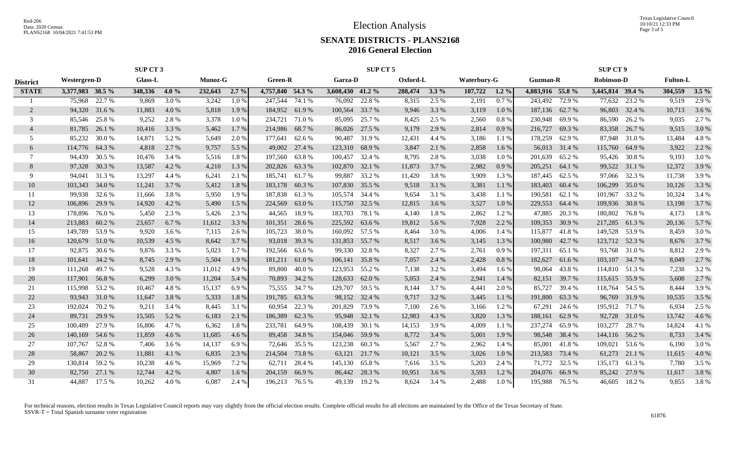# Election Analysis

## SENATE DISTRICTS - PLANS2168
## 2016 General Election

| | SUP CT 3 | | | | | | SUP CT 5 | | | | | | | | SUP CT 9 | | | | | |
|---|---|---|---|---|---|---|---|---|---|---|---|---|---|---|---|---|---|---|---|---|
| **District** | **Westergren-D** | | **Glass-L** | | **Munoz-G** | | **Green-R** | | **Garza-D** | | **Oxford-L** | | **Waterbury-G** | | **Guzman-R** | | **Robinson-D** | | **Fulton-L** | |
| **STATE** | **3,377,983** | **38.5 %** | **348,336** | **4.0 %** | **232,643** | **2.7 %** | **4,757,840** | **54.3 %** | **3,608,430** | **41.2 %** | **288,474** | **3.3 %** | **107,722** | **1.2 %** | **4,883,916** | **55.8 %** | **3,445,814** | **39.4 %** | **304,559** | **3.5 %** |
| 1 | 75,968 | 22.7 % | 9,869 | 3.0 % | 3,242 | 1.0 % | 247,544 | 74.1 % | 76,092 | 22.8 % | 8,315 | 2.5 % | 2,191 | 0.7 % | 243,492 | 72.9 % | 77,632 | 23.2 % | 9,519 | 2.9 % |
| 2 | 94,320 | 31.6 % | 11,883 | 4.0 % | 5,818 | 1.9 % | 184,952 | 61.9 % | 100,564 | 33.7 % | 9,946 | 3.3 % | 3,119 | 1.0 % | 187,136 | 62.7 % | 96,803 | 32.4 % | 10,713 | 3.6 % |
| 3 | 85,546 | 25.8 % | 9,252 | 2.8 % | 3,378 | 1.0 % | 234,721 | 71.0 % | 85,095 | 25.7 % | 8,425 | 2.5 % | 2,560 | 0.8 % | 230,948 | 69.9 % | 86,590 | 26.2 % | 9,035 | 2.7 % |
| 4 | 81,785 | 26.1 % | 10,416 | 3.3 % | 5,462 | 1.7 % | 214,986 | 68.7 % | 86,026 | 27.5 % | 9,179 | 2.9 % | 2,814 | 0.9 % | 216,727 | 69.3 % | 83,358 | 26.7 % | 9,515 | 3.0 % |
| 5 | 85,232 | 30.0 % | 14,871 | 5.2 % | 5,649 | 2.0 % | 177,641 | 62.6 % | 90,487 | 31.9 % | 12,431 | 4.4 % | 3,186 | 1.1 % | 178,259 | 62.9 % | 87,948 | 31.0 % | 13,484 | 4.8 % |
| 6 | 114,776 | 64.3 % | 4,818 | 2.7 % | 9,757 | 5.5 % | 49,002 | 27.4 % | 123,310 | 68.9 % | 3,847 | 2.1 % | 2,858 | 1.6 % | 56,013 | 31.4 % | 115,760 | 64.9 % | 3,922 | 2.2 % |
| 7 | 94,439 | 30.5 % | 10,476 | 3.4 % | 5,516 | 1.8 % | 197,560 | 63.8 % | 100,457 | 32.4 % | 8,795 | 2.8 % | 3,038 | 1.0 % | 201,639 | 65.2 % | 95,426 | 30.8 % | 9,193 | 3.0 % |
| 8 | 97,328 | 30.3 % | 13,587 | 4.2 % | 4,210 | 1.3 % | 202,826 | 63.3 % | 102,870 | 32.1 % | 11,873 | 3.7 % | 2,982 | 0.9 % | 205,251 | 64.1 % | 99,522 | 31.1 % | 12,372 | 3.9 % |
| 9 | 94,041 | 31.3 % | 13,297 | 4.4 % | 6,241 | 2.1 % | 185,741 | 61.7 % | 99,887 | 33.2 % | 11,420 | 3.8 % | 3,909 | 1.3 % | 187,445 | 62.5 % | 97,066 | 32.3 % | 11,738 | 3.9 % |
| 10 | 103,343 | 34.0 % | 11,241 | 3.7 % | 5,412 | 1.8 % | 183,178 | 60.3 % | 107,830 | 35.5 % | 9,518 | 3.1 % | 3,381 | 1.1 % | 183,403 | 60.4 % | 106,299 | 35.0 % | 10,126 | 3.3 % |
| 11 | 99,938 | 32.6 % | 11,666 | 3.8 % | 5,950 | 1.9 % | 187,838 | 61.3 % | 105,574 | 34.4 % | 9,654 | 3.1 % | 3,438 | 1.1 % | 190,581 | 62.1 % | 101,967 | 33.2 % | 10,324 | 3.4 % |
| 12 | 106,896 | 29.9 % | 14,920 | 4.2 % | 5,490 | 1.5 % | 224,569 | 63.0 % | 115,750 | 32.5 % | 12,815 | 3.6 % | 3,527 | 1.0 % | 229,553 | 64.4 % | 109,936 | 30.8 % | 13,198 | 3.7 % |
| 13 | 178,896 | 76.0 % | 5,450 | 2.3 % | 5,426 | 2.3 % | 44,565 | 18.9 % | 183,703 | 78.1 % | 4,140 | 1.8 % | 2,862 | 1.2 % | 47,885 | 20.3 % | 180,802 | 76.8 % | 4,173 | 1.8 % |
| 14 | 213,883 | 60.2 % | 23,657 | 6.7 % | 11,612 | 3.3 % | 101,351 | 28.6 % | 225,592 | 63.6 % | 19,812 | 5.6 % | 7,928 | 2.2 % | 109,353 | 30.9 % | 217,285 | 61.3 % | 20,136 | 5.7 % |
| 15 | 149,789 | 53.9 % | 9,920 | 3.6 % | 7,115 | 2.6 % | 105,723 | 38.0 % | 160,092 | 57.5 % | 8,464 | 3.0 % | 4,006 | 1.4 % | 115,877 | 41.8 % | 149,528 | 53.9 % | 8,459 | 3.0 % |
| 16 | 120,679 | 51.0 % | 10,539 | 4.5 % | 8,642 | 3.7 % | 93,018 | 39.3 % | 131,853 | 55.7 % | 8,517 | 3.6 % | 3,145 | 1.3 % | 100,980 | 42.7 % | 123,712 | 52.3 % | 8,676 | 3.7 % |
| 17 | 92,875 | 30.6 % | 9,876 | 3.3 % | 5,023 | 1.7 % | 192,566 | 63.6 % | 99,330 | 32.8 % | 8,327 | 2.7 % | 2,761 | 0.9 % | 197,311 | 65.1 % | 93,768 | 31.0 % | 8,812 | 2.9 % |
| 18 | 101,641 | 34.2 % | 8,745 | 2.9 % | 5,504 | 1.9 % | 181,211 | 61.0 % | 106,141 | 35.8 % | 7,057 | 2.4 % | 2,428 | 0.8 % | 182,627 | 61.6 % | 103,107 | 34.7 % | 8,049 | 2.7 % |
| 19 | 111,268 | 49.7 % | 9,528 | 4.3 % | 11,012 | 4.9 % | 89,800 | 40.0 % | 123,953 | 55.2 % | 7,138 | 3.2 % | 3,494 | 1.6 % | 98,064 | 43.8 % | 114,810 | 51.3 % | 7,238 | 3.2 % |
| 20 | 117,901 | 56.8 % | 6,299 | 3.0 % | 11,204 | 5.4 % | 70,893 | 34.2 % | 128,633 | 62.0 % | 5,053 | 2.4 % | 2,941 | 1.4 % | 82,151 | 39.7 % | 115,615 | 55.9 % | 5,608 | 2.7 % |
| 21 | 115,998 | 53.2 % | 10,467 | 4.8 % | 15,137 | 6.9 % | 75,555 | 34.7 % | 129,707 | 59.5 % | 8,144 | 3.7 % | 4,441 | 2.0 % | 85,727 | 39.4 % | 118,764 | 54.5 % | 8,444 | 3.9 % |
| 22 | 93,943 | 31.0 % | 11,647 | 3.8 % | 5,333 | 1.8 % | 191,785 | 63.3 % | 98,152 | 32.4 % | 9,717 | 3.2 % | 3,445 | 1.1 % | 191,800 | 63.3 % | 96,769 | 31.9 % | 10,535 | 3.5 % |
| 23 | 192,024 | 70.2 % | 9,211 | 3.4 % | 8,445 | 3.1 % | 60,954 | 22.3 % | 201,829 | 73.9 % | 7,100 | 2.6 % | 3,166 | 1.2 % | 67,291 | 24.6 % | 195,912 | 71.7 % | 6,934 | 2.5 % |
| 24 | 89,731 | 29.9 % | 15,505 | 5.2 % | 6,183 | 2.1 % | 186,389 | 62.3 % | 95,948 | 32.1 % | 12,983 | 4.3 % | 3,820 | 1.3 % | 188,161 | 62.9 % | 92,728 | 31.0 % | 13,742 | 4.6 % |
| 25 | 100,489 | 27.9 % | 16,806 | 4.7 % | 6,362 | 1.8 % | 233,781 | 64.9 % | 108,439 | 30.1 % | 14,153 | 3.9 % | 4,009 | 1.1 % | 237,274 | 65.9 % | 103,277 | 28.7 % | 14,824 | 4.1 % |
| 26 | 140,169 | 54.6 % | 11,859 | 4.6 % | 11,685 | 4.6 % | 89,458 | 34.8 % | 154,046 | 59.9 % | 8,772 | 3.4 % | 5,001 | 1.9 % | 98,548 | 38.4 % | 144,116 | 56.2 % | 8,733 | 3.4 % |
| 27 | 107,767 | 52.8 % | 7,406 | 3.6 % | 14,137 | 6.9 % | 72,646 | 35.5 % | 123,238 | 60.3 % | 5,567 | 2.7 % | 2,962 | 1.4 % | 85,001 | 41.8 % | 109,021 | 53.6 % | 6,190 | 3.0 % |
| 28 | 58,867 | 20.2 % | 11,881 | 4.1 % | 6,835 | 2.3 % | 214,504 | 73.8 % | 63,121 | 21.7 % | 10,121 | 3.5 % | 3,026 | 1.0 % | 213,583 | 73.4 % | 61,273 | 21.1 % | 11,615 | 4.0 % |
| 29 | 130,814 | 59.2 % | 10,238 | 4.6 % | 15,969 | 7.2 % | 62,711 | 28.4 % | 145,130 | 65.8 % | 7,616 | 3.5 % | 5,203 | 2.4 % | 71,772 | 32.5 % | 135,173 | 61.3 % | 7,780 | 3.5 % |
| 30 | 82,750 | 27.1 % | 12,744 | 4.2 % | 4,807 | 1.6 % | 204,159 | 66.9 % | 86,442 | 28.3 % | 10,951 | 3.6 % | 3,593 | 1.2 % | 204,076 | 66.9 % | 85,242 | 27.9 % | 11,617 | 3.8 % |
| 31 | 44,887 | 17.5 % | 10,262 | 4.0 % | 6,087 | 2.4 % | 196,213 | 76.5 % | 49,139 | 19.2 % | 8,624 | 3.4 % | 2,488 | 1.0 % | 195,988 | 76.5 % | 46,605 | 18.2 % | 9,855 | 3.8 % |

For technical reasons, election results in Texas Legislative Council reports may vary slightly from the official election results. Complete official results for all elections are maintained by the Office of the Texas Secretary of State.
SSVR-T = Total Spanish surname voter registration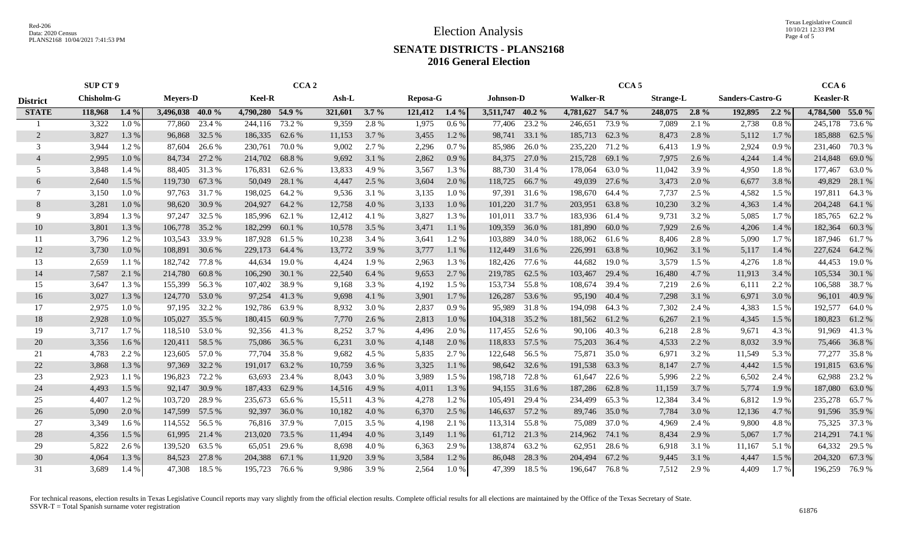Red-206
Data: 2020 Census
PLANS2168 10/04/2021 7:41:53 PM

Texas Legislative Council
10/10/21 12:33 PM

# Election Analysis

## SENATE DISTRICTS - PLANS2168
## 2016 General Election

| | SUP CT 9 | | CCA 2 | | | | | | | | CCA 5 | | | | | | | | | | CCA 6 | |
|---|---|---|---|---|---|---|---|---|---|---|---|---|---|---|---|---|---|---|---|---|---|---|
| **District** | **Chisholm-G** | | **Meyers-D** | | **Keel-R** | | **Ash-L** | | **Reposa-G** | | **Johnson-D** | | **Walker-R** | | **Strange-L** | | **Sanders-Castro-G** | | **Keasler-R** | |
| **STATE** | **118,968** | **1.4 %** | **3,496,038** | **40.0 %** | **4,790,280** | **54.9 %** | **321,601** | **3.7 %** | **121,412** | **1.4 %** | **3,511,747** | **40.2 %** | **4,781,627** | **54.7 %** | **248,075** | **2.8 %** | **192,895** | **2.2 %** | **4,784,500** | **55.0 %** |
| 1 | 3,322 | 1.0 % | 77,860 | 23.4 % | 244,116 | 73.2 % | 9,359 | 2.8 % | 1,975 | 0.6 % | 77,406 | 23.2 % | 246,651 | 73.9 % | 7,089 | 2.1 % | 2,738 | 0.8 % | 245,178 | 73.6 % |
| 2 | 3,827 | 1.3 % | 96,868 | 32.5 % | 186,335 | 62.6 % | 11,153 | 3.7 % | 3,455 | 1.2 % | 98,741 | 33.1 % | 185,713 | 62.3 % | 8,473 | 2.8 % | 5,112 | 1.7 % | 185,888 | 62.5 % |
| 3 | 3,944 | 1.2 % | 87,604 | 26.6 % | 230,761 | 70.0 % | 9,002 | 2.7 % | 2,296 | 0.7 % | 85,986 | 26.0 % | 235,220 | 71.2 % | 6,413 | 1.9 % | 2,924 | 0.9 % | 231,460 | 70.3 % |
| 4 | 2,995 | 1.0 % | 84,734 | 27.2 % | 214,702 | 68.8 % | 9,692 | 3.1 % | 2,862 | 0.9 % | 84,375 | 27.0 % | 215,728 | 69.1 % | 7,975 | 2.6 % | 4,244 | 1.4 % | 214,848 | 69.0 % |
| 5 | 3,848 | 1.4 % | 88,405 | 31.3 % | 176,831 | 62.6 % | 13,833 | 4.9 % | 3,567 | 1.3 % | 88,730 | 31.4 % | 178,064 | 63.0 % | 11,042 | 3.9 % | 4,950 | 1.8 % | 177,467 | 63.0 % |
| 6 | 2,640 | 1.5 % | 119,730 | 67.3 % | 50,049 | 28.1 % | 4,447 | 2.5 % | 3,604 | 2.0 % | 118,725 | 66.7 % | 49,039 | 27.6 % | 3,473 | 2.0 % | 6,677 | 3.8 % | 49,829 | 28.1 % |
| 7 | 3,150 | 1.0 % | 97,763 | 31.7 % | 198,025 | 64.2 % | 9,536 | 3.1 % | 3,135 | 1.0 % | 97,391 | 31.6 % | 198,670 | 64.4 % | 7,737 | 2.5 % | 4,582 | 1.5 % | 197,811 | 64.3 % |
| 8 | 3,281 | 1.0 % | 98,620 | 30.9 % | 204,927 | 64.2 % | 12,758 | 4.0 % | 3,133 | 1.0 % | 101,220 | 31.7 % | 203,951 | 63.8 % | 10,230 | 3.2 % | 4,363 | 1.4 % | 204,248 | 64.1 % |
| 9 | 3,894 | 1.3 % | 97,247 | 32.5 % | 185,996 | 62.1 % | 12,412 | 4.1 % | 3,827 | 1.3 % | 101,011 | 33.7 % | 183,936 | 61.4 % | 9,731 | 3.2 % | 5,085 | 1.7 % | 185,765 | 62.2 % |
| 10 | 3,801 | 1.3 % | 106,778 | 35.2 % | 182,299 | 60.1 % | 10,578 | 3.5 % | 3,471 | 1.1 % | 109,359 | 36.0 % | 181,890 | 60.0 % | 7,929 | 2.6 % | 4,206 | 1.4 % | 182,364 | 60.3 % |
| 11 | 3,796 | 1.2 % | 103,543 | 33.9 % | 187,928 | 61.5 % | 10,238 | 3.4 % | 3,641 | 1.2 % | 103,889 | 34.0 % | 188,062 | 61.6 % | 8,406 | 2.8 % | 5,090 | 1.7 % | 187,946 | 61.7 % |
| 12 | 3,730 | 1.0 % | 108,891 | 30.6 % | 229,173 | 64.4 % | 13,772 | 3.9 % | 3,777 | 1.1 % | 112,449 | 31.6 % | 226,991 | 63.8 % | 10,962 | 3.1 % | 5,117 | 1.4 % | 227,624 | 64.2 % |
| 13 | 2,659 | 1.1 % | 182,742 | 77.8 % | 44,634 | 19.0 % | 4,424 | 1.9 % | 2,963 | 1.3 % | 182,426 | 77.6 % | 44,682 | 19.0 % | 3,579 | 1.5 % | 4,276 | 1.8 % | 44,453 | 19.0 % |
| 14 | 7,587 | 2.1 % | 214,780 | 60.8 % | 106,290 | 30.1 % | 22,540 | 6.4 % | 9,653 | 2.7 % | 219,785 | 62.5 % | 103,467 | 29.4 % | 16,480 | 4.7 % | 11,913 | 3.4 % | 105,534 | 30.1 % |
| 15 | 3,647 | 1.3 % | 155,399 | 56.3 % | 107,402 | 38.9 % | 9,168 | 3.3 % | 4,192 | 1.5 % | 153,734 | 55.8 % | 108,674 | 39.4 % | 7,219 | 2.6 % | 6,111 | 2.2 % | 106,588 | 38.7 % |
| 16 | 3,027 | 1.3 % | 124,770 | 53.0 % | 97,254 | 41.3 % | 9,698 | 4.1 % | 3,901 | 1.7 % | 126,287 | 53.6 % | 95,190 | 40.4 % | 7,298 | 3.1 % | 6,971 | 3.0 % | 96,101 | 40.9 % |
| 17 | 2,975 | 1.0 % | 97,195 | 32.2 % | 192,786 | 63.9 % | 8,932 | 3.0 % | 2,837 | 0.9 % | 95,989 | 31.8 % | 194,098 | 64.3 % | 7,302 | 2.4 % | 4,383 | 1.5 % | 192,577 | 64.0 % |
| 18 | 2,928 | 1.0 % | 105,027 | 35.5 % | 180,415 | 60.9 % | 7,770 | 2.6 % | 2,813 | 1.0 % | 104,318 | 35.2 % | 181,562 | 61.2 % | 6,267 | 2.1 % | 4,345 | 1.5 % | 180,823 | 61.2 % |
| 19 | 3,717 | 1.7 % | 118,510 | 53.0 % | 92,356 | 41.3 % | 8,252 | 3.7 % | 4,496 | 2.0 % | 117,455 | 52.6 % | 90,106 | 40.3 % | 6,218 | 2.8 % | 9,671 | 4.3 % | 91,969 | 41.3 % |
| 20 | 3,356 | 1.6 % | 120,411 | 58.5 % | 75,086 | 36.5 % | 6,231 | 3.0 % | 4,148 | 2.0 % | 118,833 | 57.5 % | 75,203 | 36.4 % | 4,533 | 2.2 % | 8,032 | 3.9 % | 75,466 | 36.8 % |
| 21 | 4,783 | 2.2 % | 123,605 | 57.0 % | 77,704 | 35.8 % | 9,682 | 4.5 % | 5,835 | 2.7 % | 122,648 | 56.5 % | 75,871 | 35.0 % | 6,971 | 3.2 % | 11,549 | 5.3 % | 77,277 | 35.8 % |
| 22 | 3,868 | 1.3 % | 97,369 | 32.2 % | 191,017 | 63.2 % | 10,759 | 3.6 % | 3,325 | 1.1 % | 98,642 | 32.6 % | 191,538 | 63.3 % | 8,147 | 2.7 % | 4,442 | 1.5 % | 191,815 | 63.6 % |
| 23 | 2,923 | 1.1 % | 196,823 | 72.2 % | 63,693 | 23.4 % | 8,043 | 3.0 % | 3,989 | 1.5 % | 198,718 | 72.8 % | 61,647 | 22.6 % | 5,996 | 2.2 % | 6,502 | 2.4 % | 62,988 | 23.2 % |
| 24 | 4,493 | 1.5 % | 92,147 | 30.9 % | 187,433 | 62.9 % | 14,516 | 4.9 % | 4,011 | 1.3 % | 94,155 | 31.6 % | 187,286 | 62.8 % | 11,159 | 3.7 % | 5,774 | 1.9 % | 187,080 | 63.0 % |
| 25 | 4,407 | 1.2 % | 103,720 | 28.9 % | 235,673 | 65.6 % | 15,511 | 4.3 % | 4,278 | 1.2 % | 105,491 | 29.4 % | 234,499 | 65.3 % | 12,384 | 3.4 % | 6,812 | 1.9 % | 235,278 | 65.7 % |
| 26 | 5,090 | 2.0 % | 147,599 | 57.5 % | 92,397 | 36.0 % | 10,182 | 4.0 % | 6,370 | 2.5 % | 146,637 | 57.2 % | 89,746 | 35.0 % | 7,784 | 3.0 % | 12,136 | 4.7 % | 91,596 | 35.9 % |
| 27 | 3,349 | 1.6 % | 114,552 | 56.5 % | 76,816 | 37.9 % | 7,015 | 3.5 % | 4,198 | 2.1 % | 113,314 | 55.8 % | 75,089 | 37.0 % | 4,969 | 2.4 % | 9,800 | 4.8 % | 75,325 | 37.3 % |
| 28 | 4,356 | 1.5 % | 61,995 | 21.4 % | 213,020 | 73.5 % | 11,494 | 4.0 % | 3,149 | 1.1 % | 61,712 | 21.3 % | 214,962 | 74.1 % | 8,434 | 2.9 % | 5,067 | 1.7 % | 214,291 | 74.1 % |
| 29 | 5,822 | 2.6 % | 139,520 | 63.5 % | 65,051 | 29.6 % | 8,698 | 4.0 % | 6,363 | 2.9 % | 138,874 | 63.2 % | 62,951 | 28.6 % | 6,918 | 3.1 % | 11,167 | 5.1 % | 64,332 | 29.5 % |
| 30 | 4,064 | 1.3 % | 84,523 | 27.8 % | 204,388 | 67.1 % | 11,920 | 3.9 % | 3,584 | 1.2 % | 86,048 | 28.3 % | 204,494 | 67.2 % | 9,445 | 3.1 % | 4,447 | 1.5 % | 204,320 | 67.3 % |
| 31 | 3,689 | 1.4 % | 47,308 | 18.5 % | 195,723 | 76.6 % | 9,986 | 3.9 % | 2,564 | 1.0 % | 47,399 | 18.5 % | 196,647 | 76.8 % | 7,512 | 2.9 % | 4,409 | 1.7 % | 196,259 | 76.9 % |

For technical reasons, election results in Texas Legislative Council reports may vary slightly from the official election results. Complete official results for all elections are maintained by the Office of the Texas Secretary of State.
SSVR-T = Total Spanish surname voter registration

61876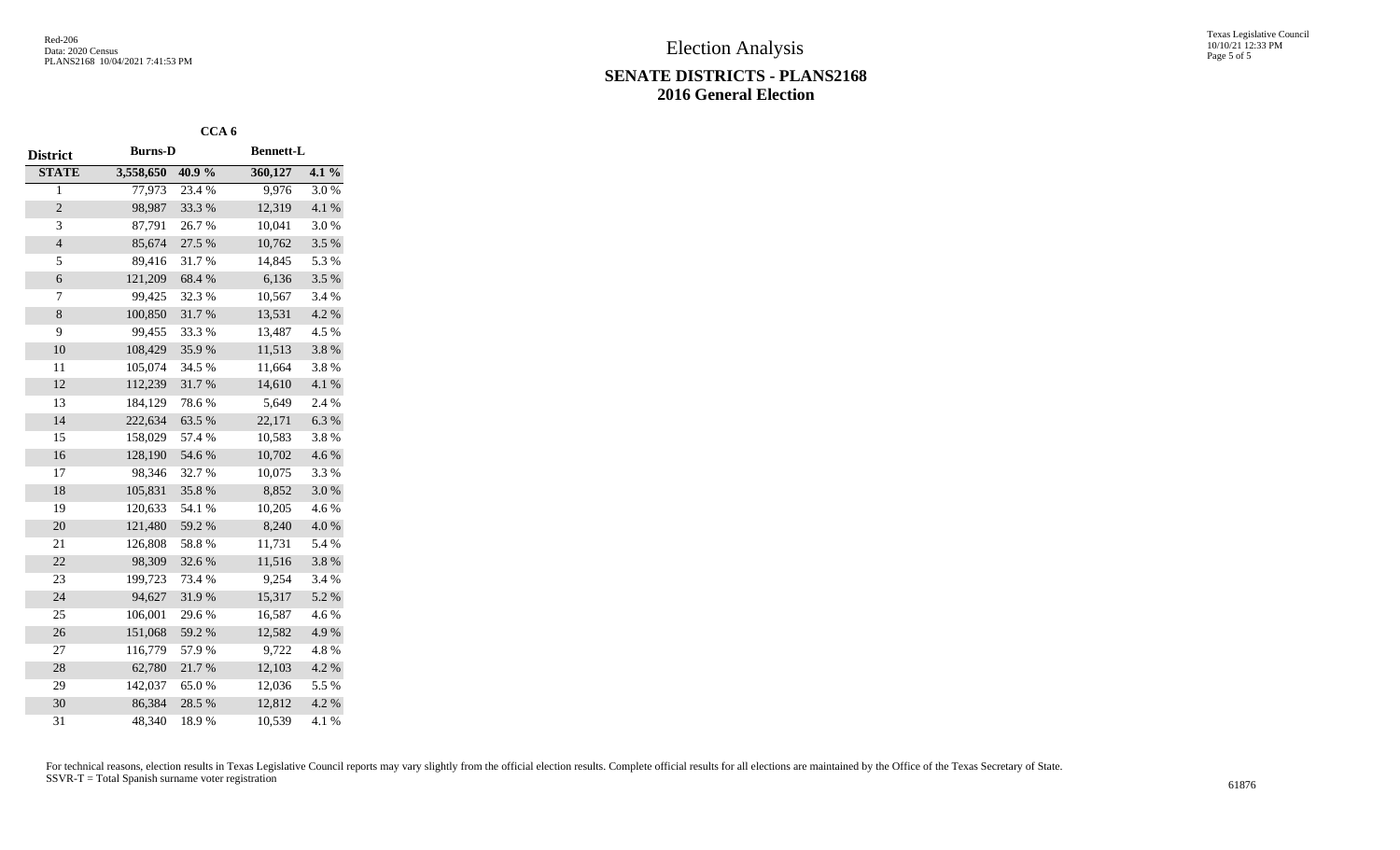# Election Analysis

## SENATE DISTRICTS - PLANS2168
## 2016 General Election

| | CCA 6 | | | |
|---|---|---|---|---|
| **District** | **Burns-D** | | **Bennett-L** | |
| **STATE** | **3,558,650** | **40.9 %** | **360,127** | **4.1 %** |
| 1 | 77,973 | 23.4 % | 9,976 | 3.0 % |
| 2 | 98,987 | 33.3 % | 12,319 | 4.1 % |
| 3 | 87,791 | 26.7 % | 10,041 | 3.0 % |
| 4 | 85,674 | 27.5 % | 10,762 | 3.5 % |
| 5 | 89,416 | 31.7 % | 14,845 | 5.3 % |
| 6 | 121,209 | 68.4 % | 6,136 | 3.5 % |
| 7 | 99,425 | 32.3 % | 10,567 | 3.4 % |
| 8 | 100,850 | 31.7 % | 13,531 | 4.2 % |
| 9 | 99,455 | 33.3 % | 13,487 | 4.5 % |
| 10 | 108,429 | 35.9 % | 11,513 | 3.8 % |
| 11 | 105,074 | 34.5 % | 11,664 | 3.8 % |
| 12 | 112,239 | 31.7 % | 14,610 | 4.1 % |
| 13 | 184,129 | 78.6 % | 5,649 | 2.4 % |
| 14 | 222,634 | 63.5 % | 22,171 | 6.3 % |
| 15 | 158,029 | 57.4 % | 10,583 | 3.8 % |
| 16 | 128,190 | 54.6 % | 10,702 | 4.6 % |
| 17 | 98,346 | 32.7 % | 10,075 | 3.3 % |
| 18 | 105,831 | 35.8 % | 8,852 | 3.0 % |
| 19 | 120,633 | 54.1 % | 10,205 | 4.6 % |
| 20 | 121,480 | 59.2 % | 8,240 | 4.0 % |
| 21 | 126,808 | 58.8 % | 11,731 | 5.4 % |
| 22 | 98,309 | 32.6 % | 11,516 | 3.8 % |
| 23 | 199,723 | 73.4 % | 9,254 | 3.4 % |
| 24 | 94,627 | 31.9 % | 15,317 | 5.2 % |
| 25 | 106,001 | 29.6 % | 16,587 | 4.6 % |
| 26 | 151,068 | 59.2 % | 12,582 | 4.9 % |
| 27 | 116,779 | 57.9 % | 9,722 | 4.8 % |
| 28 | 62,780 | 21.7 % | 12,103 | 4.2 % |
| 29 | 142,037 | 65.0 % | 12,036 | 5.5 % |
| 30 | 86,384 | 28.5 % | 12,812 | 4.2 % |
| 31 | 48,340 | 18.9 % | 10,539 | 4.1 % |

For technical reasons, election results in Texas Legislative Council reports may vary slightly from the official election results. Complete official results for all elections are maintained by the Office of the Texas Secretary of State.
SSVR-T = Total Spanish surname voter registration